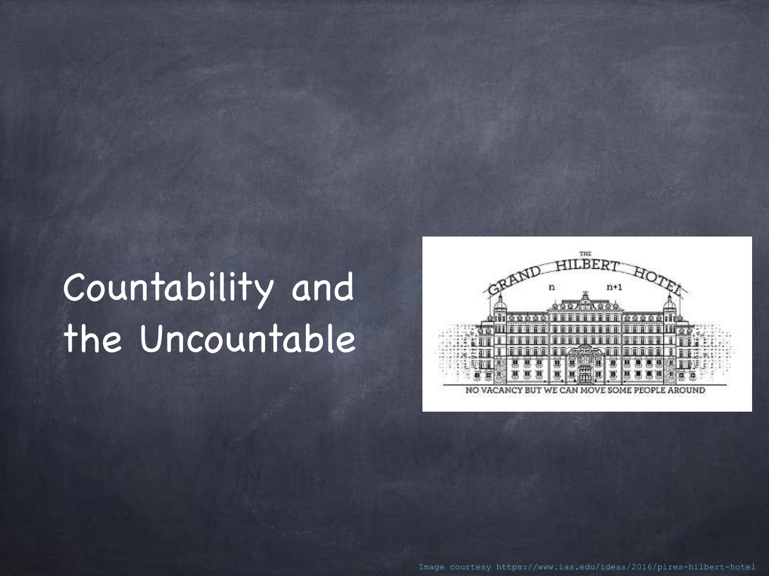# Countability and the Uncountable

Image courtesy https://www.ias.edu/ideas/2016/pires-hilbert-hotel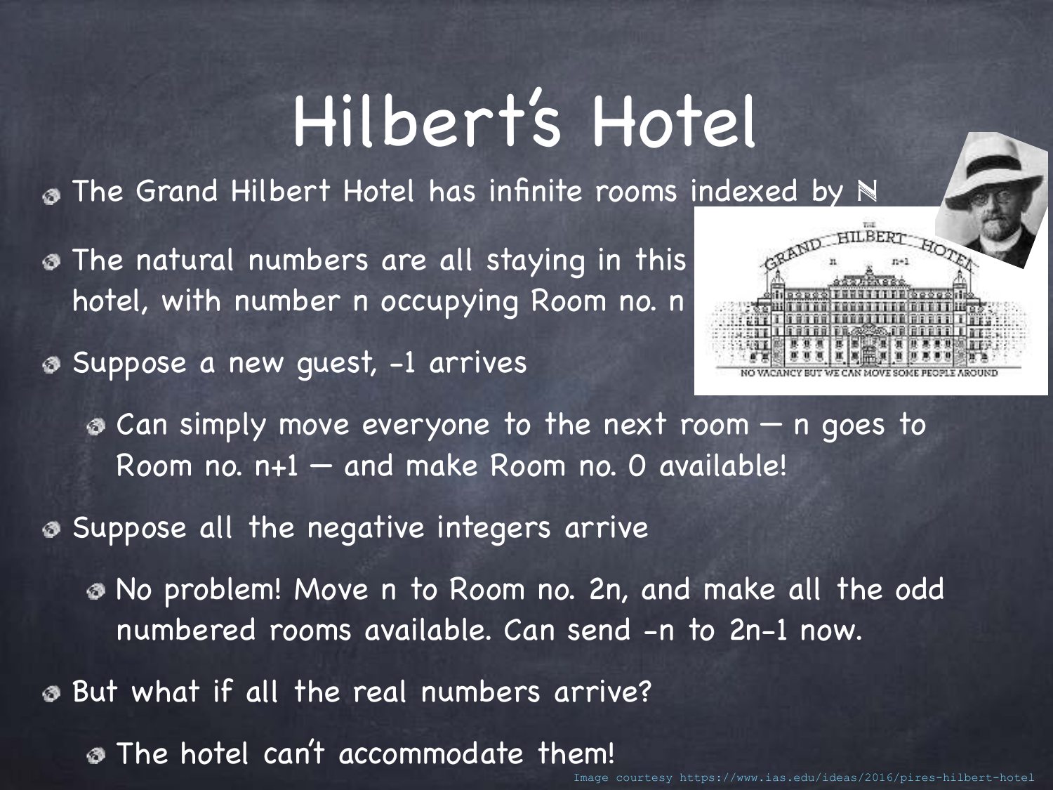# Hilbert's Hotel

- The Grand Hilbert Hotel has infinite rooms indexed by $\mathbb{N}$
- The natural numbers are all staying in this hotel, with number n occupying Room no. n
- Suppose a new guest, -1 arrives
  - Can simply move everyone to the next room — n goes to Room no. n+1 — and make Room no. 0 available!
- Suppose all the negative integers arrive
  - No problem! Move n to Room no. 2n, and make all the odd numbered rooms available. Can send -n to 2n-1 now.
- But what if all the real numbers arrive?
  - The hotel can't accommodate them!

Image courtesy https://www.ias.edu/ideas/2016/pires-hilbert-hotel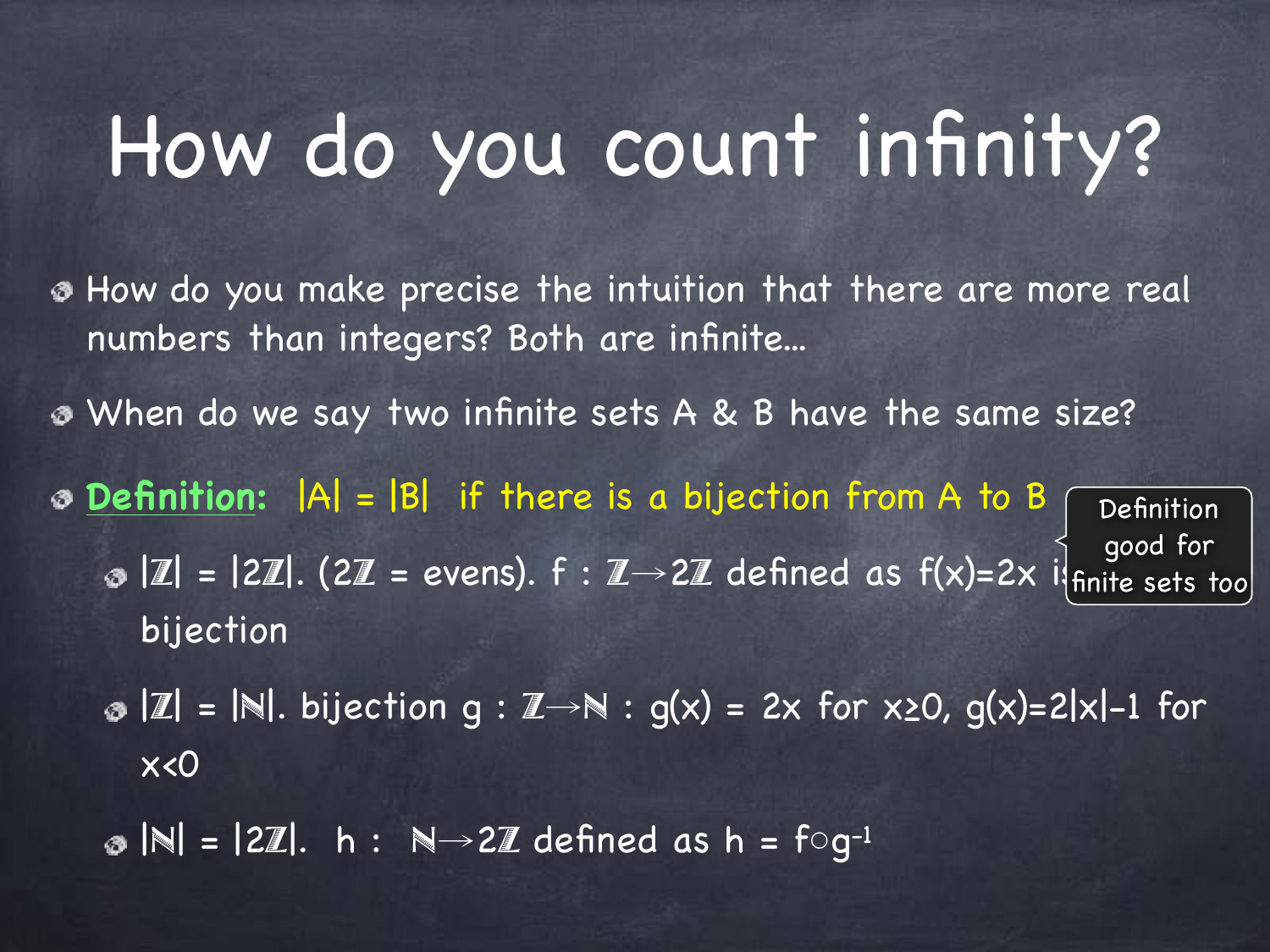# How do you count infinity?

- How do you make precise the intuition that there are more real numbers than integers? Both are infinite...
- When do we say two infinite sets A & B have the same size?
- **Definition:** $|A| = |B|$ if there is a bijection from A to B

  Definition good for finite sets too

  - $|\mathbb{Z}| = |2\mathbb{Z}|$. ($2\mathbb{Z}$ = evens). $f : \mathbb{Z} \to 2\mathbb{Z}$ defined as $f(x)=2x$ is bijection
  - $|\mathbb{Z}| = |\mathbb{N}|$. bijection $g : \mathbb{Z} \to \mathbb{N}$ : $g(x) = 2x$ for $x \geq 0$, $g(x)=2|x|-1$ for $x<0$
  - $|\mathbb{N}| = |2\mathbb{Z}|$. $h : \mathbb{N} \to 2\mathbb{Z}$ defined as $h = f \circ g^{-1}$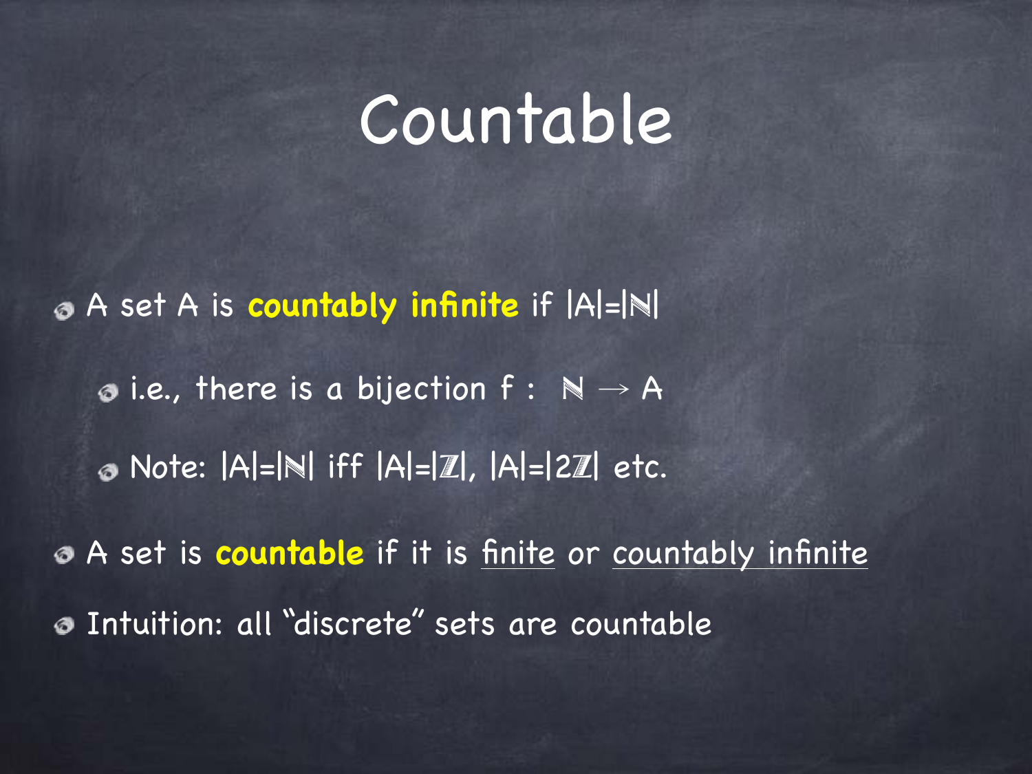# Countable

- A set A is **countably infinite** if $|A|=|\mathbb{N}|$
  - i.e., there is a bijection $f: \mathbb{N} \rightarrow A$
  - Note: $|A|=|\mathbb{N}|$ iff $|A|=|\mathbb{Z}|$, $|A|=|2\mathbb{Z}|$ etc.
- A set is **countable** if it is finite or countably infinite
- Intuition: all "discrete" sets are countable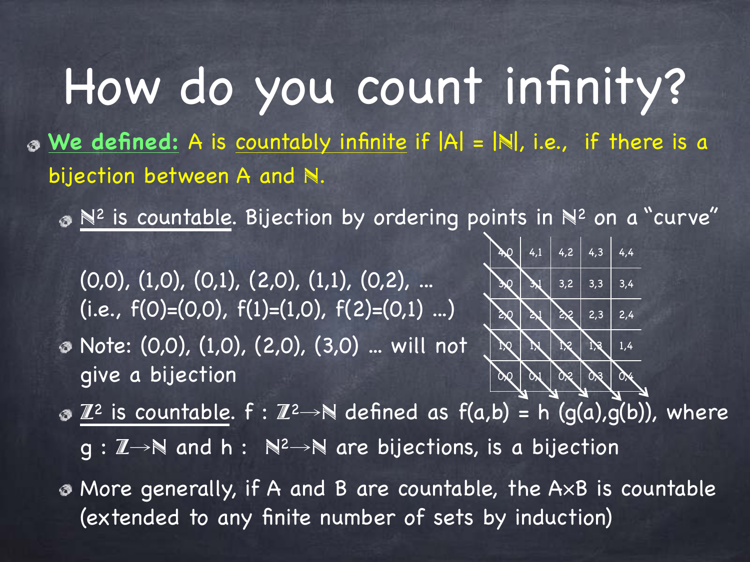# How do you count infinity?

- **We defined:** A is countably infinite if $|A| = |\mathbb{N}|$, i.e., if there is a bijection between A and $\mathbb{N}$.
  - $\mathbb{N}^2$ is countable. Bijection by ordering points in $\mathbb{N}^2$ on a "curve"

    (0,0), (1,0), (0,1), (2,0), (1,1), (0,2), ...
    (i.e., f(0)=(0,0), f(1)=(1,0), f(2)=(0,1) ...)

| 4,0 | 4,1 | 4,2 | 4,3 | 4,4 |
|---|---|---|---|---|
| 3,0 | 3,1 | 3,2 | 3,3 | 3,4 |
| 2,0 | 2,1 | 2,2 | 2,3 | 2,4 |
| 1,0 | 1,1 | 1,2 | 1,3 | 1,4 |
| 0,0 | 0,1 | 0,2 | 0,3 | 0,4 |

  - Note: (0,0), (1,0), (2,0), (3,0) ... will not give a bijection
  - $\mathbb{Z}^2$ is countable. $f : \mathbb{Z}^2 \rightarrow \mathbb{N}$ defined as $f(a,b) = h(g(a),g(b))$, where $g : \mathbb{Z} \rightarrow \mathbb{N}$ and $h : \mathbb{N}^2 \rightarrow \mathbb{N}$ are bijections, is a bijection
  - More generally, if A and B are countable, the $A \times B$ is countable (extended to any finite number of sets by induction)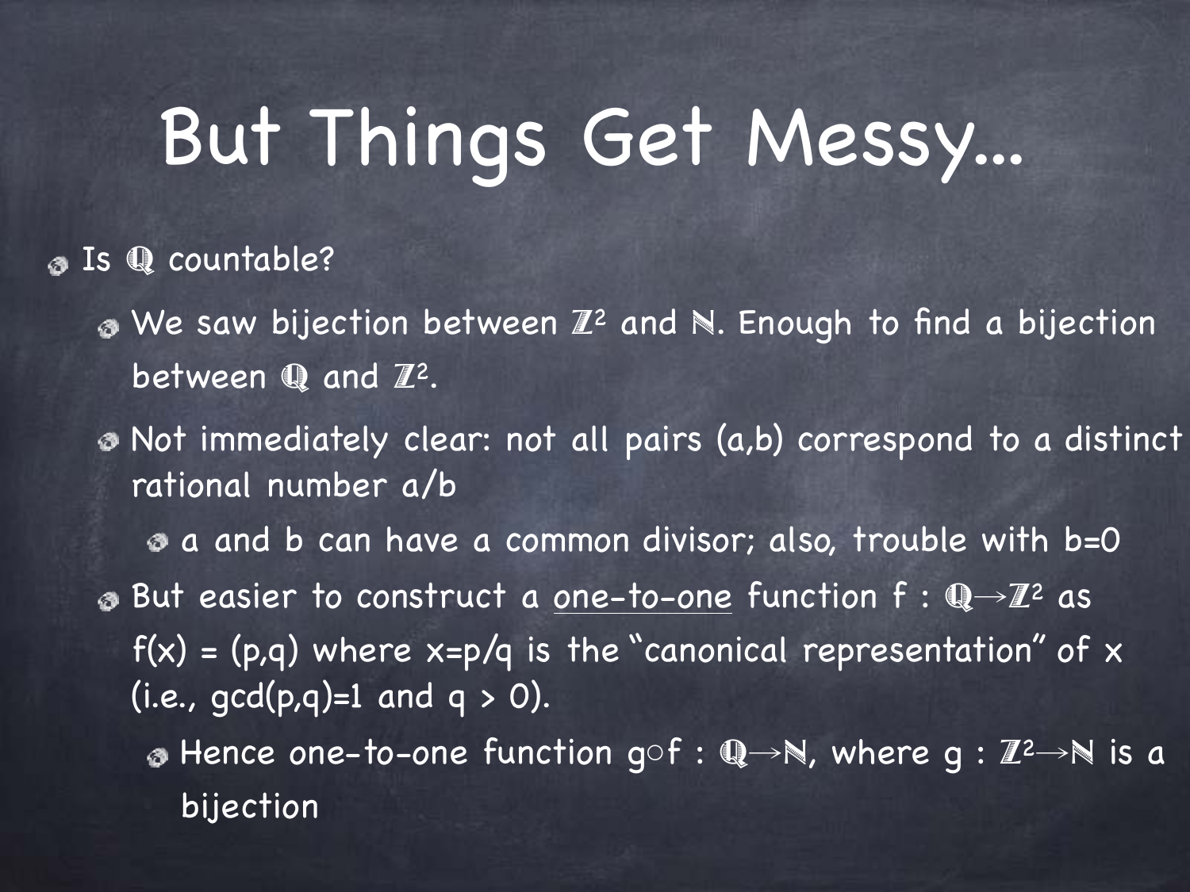# But Things Get Messy...

- Is $\mathbb{Q}$ countable?
  - We saw bijection between $\mathbb{Z}^2$ and $\mathbb{N}$. Enough to find a bijection between $\mathbb{Q}$ and $\mathbb{Z}^2$.
  - Not immediately clear: not all pairs (a,b) correspond to a distinct rational number a/b
    - a and b can have a common divisor; also, trouble with b=0
  - But easier to construct a <u>one-to-one</u> function $f : \mathbb{Q} \rightarrow \mathbb{Z}^2$ as $f(x) = (p,q)$ where $x=p/q$ is the "canonical representation" of x (i.e., $\gcd(p,q)=1$ and $q > 0$).
    - Hence one-to-one function $g \circ f : \mathbb{Q} \rightarrow \mathbb{N}$, where $g : \mathbb{Z}^2 \rightarrow \mathbb{N}$ is a bijection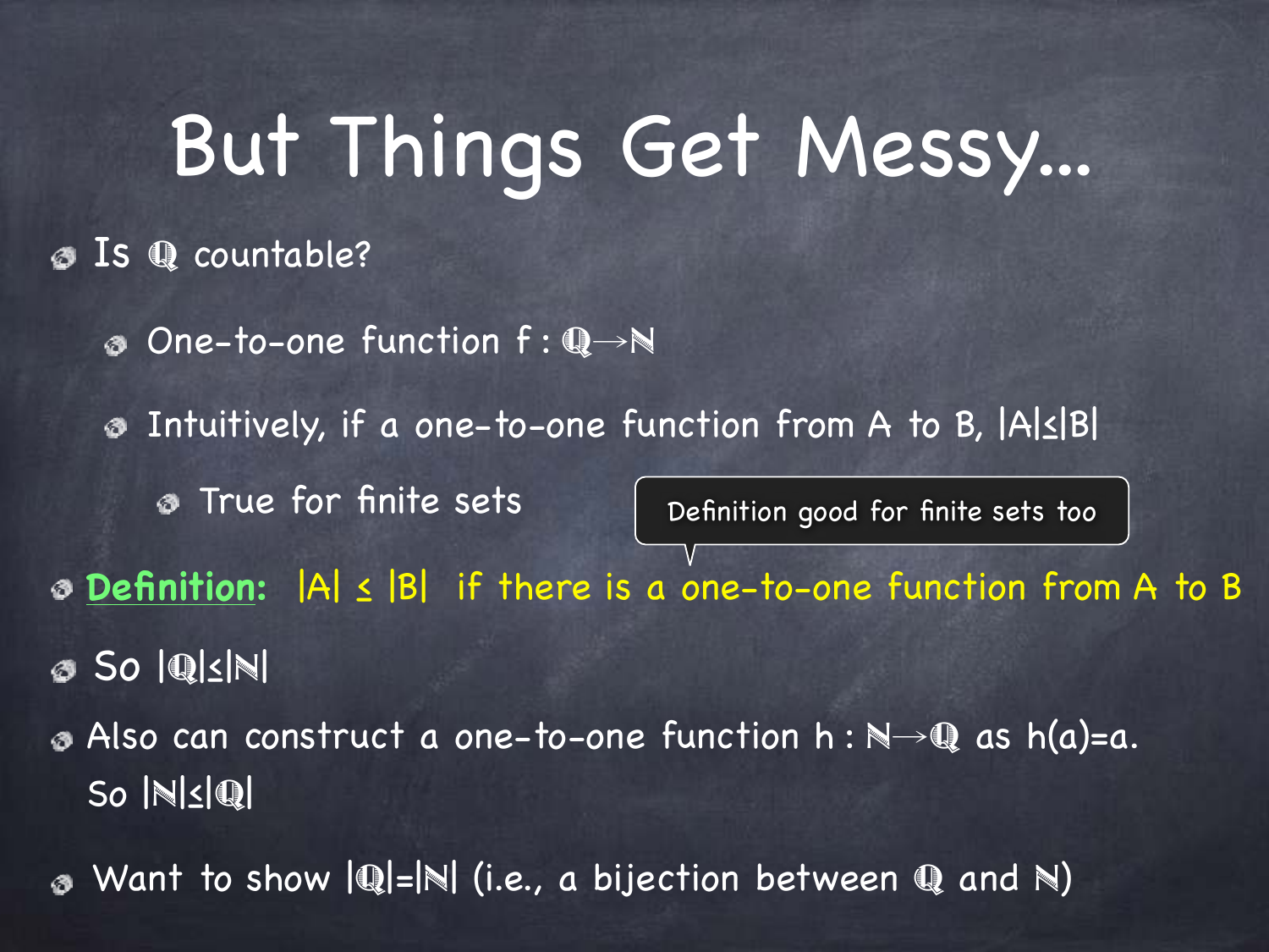# But Things Get Messy...

- Is $\mathbb{Q}$ countable?
  - One-to-one function $f : \mathbb{Q} \rightarrow \mathbb{N}$
  - Intuitively, if a one-to-one function from A to B, $|A| \leq |B|$
    - True for finite sets

Definition good for finite sets too

- **Definition:** $|A| \leq |B|$ if there is a one-to-one function from A to B
- So $|\mathbb{Q}| \leq |\mathbb{N}|$
- Also can construct a one-to-one function $h : \mathbb{N} \rightarrow \mathbb{Q}$ as $h(a)=a$. So $|\mathbb{N}| \leq |\mathbb{Q}|$
- Want to show $|\mathbb{Q}|=|\mathbb{N}|$ (i.e., a bijection between $\mathbb{Q}$ and $\mathbb{N}$)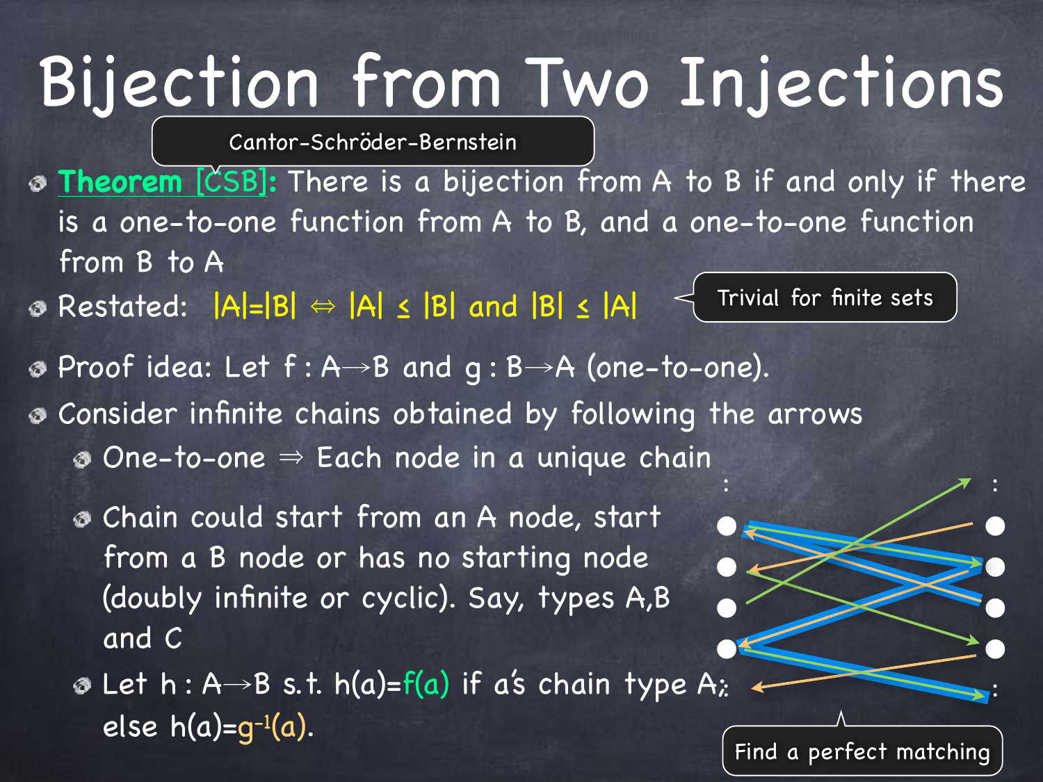# Bijection from Two Injections

Cantor-Schröder-Bernstein

- **Theorem [CSB]:** There is a bijection from A to B if and only if there is a one-to-one function from A to B, and a one-to-one function from B to A
- Restated: $|A|=|B| \Leftrightarrow |A| \leq |B|$ and $|B| \leq |A|$

Trivial for finite sets

- Proof idea: Let $f : A \rightarrow B$ and $g : B \rightarrow A$ (one-to-one).
- Consider infinite chains obtained by following the arrows
  - One-to-one $\Rightarrow$ Each node in a unique chain
  - Chain could start from an A node, start from a B node or has no starting node (doubly infinite or cyclic). Say, types A,B and C
  - Let $h : A \rightarrow B$ s.t. $h(a)=f(a)$ if a's chain type A; else $h(a)=g^{-1}(a)$.

Find a perfect matching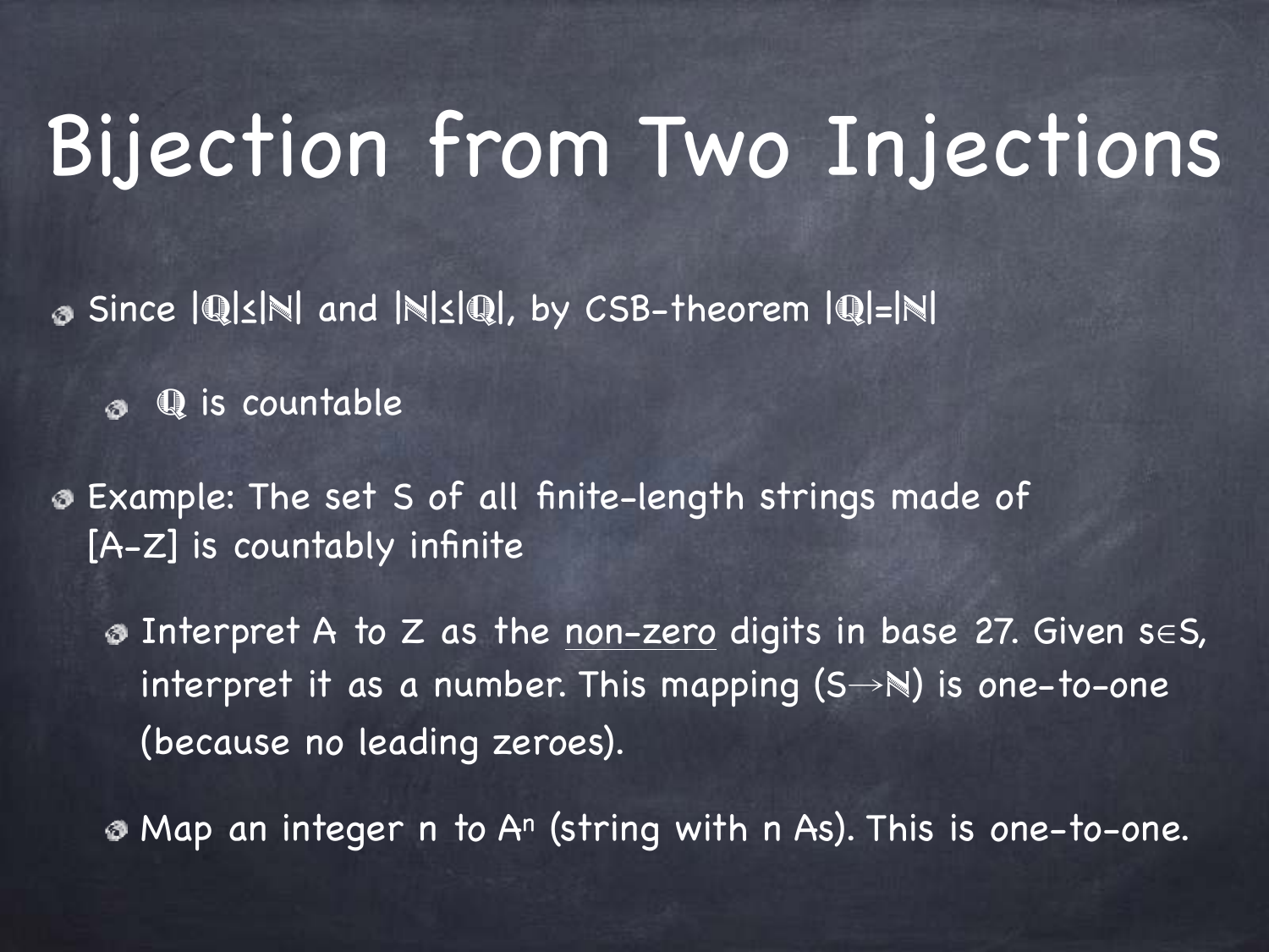# Bijection from Two Injections

- Since $|\mathbb{Q}| \leq |\mathbb{N}|$ and $|\mathbb{N}| \leq |\mathbb{Q}|$, by CSB-theorem $|\mathbb{Q}| = |\mathbb{N}|$
  - $\mathbb{Q}$ is countable
- Example: The set S of all finite-length strings made of [A-Z] is countably infinite
  - Interpret A to Z as the <u>non-zero</u> digits in base 27. Given $s \in S$, interpret it as a number. This mapping ($S \rightarrow \mathbb{N}$) is one-to-one (because no leading zeroes).
  - Map an integer n to $A^n$ (string with n As). This is one-to-one.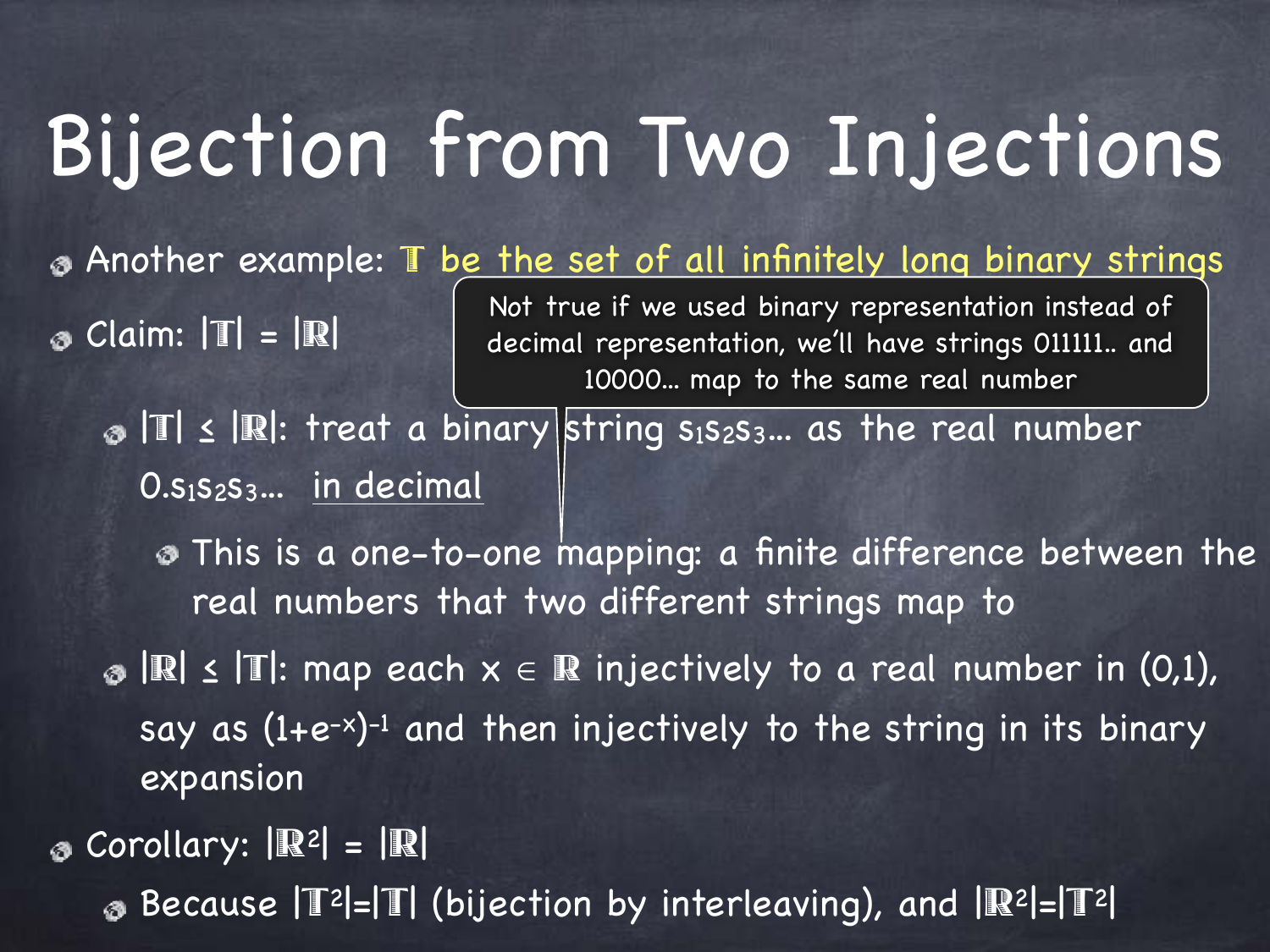# Bijection from Two Injections

- Another example: $\mathbb{T}$ be the set of all infinitely long binary strings
- Claim: $|\mathbb{T}| = |\mathbb{R}|$
  - $|\mathbb{T}| \le |\mathbb{R}|$: treat a binary string $s_1s_2s_3\ldots$ as the real number $0.s_1s_2s_3\ldots$ in decimal

    > Not true if we used binary representation instead of decimal representation, we'll have strings 011111.. and 10000... map to the same real number

    - This is a one-to-one mapping: a finite difference between the real numbers that two different strings map to
  - $|\mathbb{R}| \le |\mathbb{T}|$: map each $x \in \mathbb{R}$ injectively to a real number in (0,1), say as $(1+e^{-x})^{-1}$ and then injectively to the string in its binary expansion
- Corollary: $|\mathbb{R}^2| = |\mathbb{R}|$
  - Because $|\mathbb{T}^2|=|\mathbb{T}|$ (bijection by interleaving), and $|\mathbb{R}^2|=|\mathbb{T}^2|$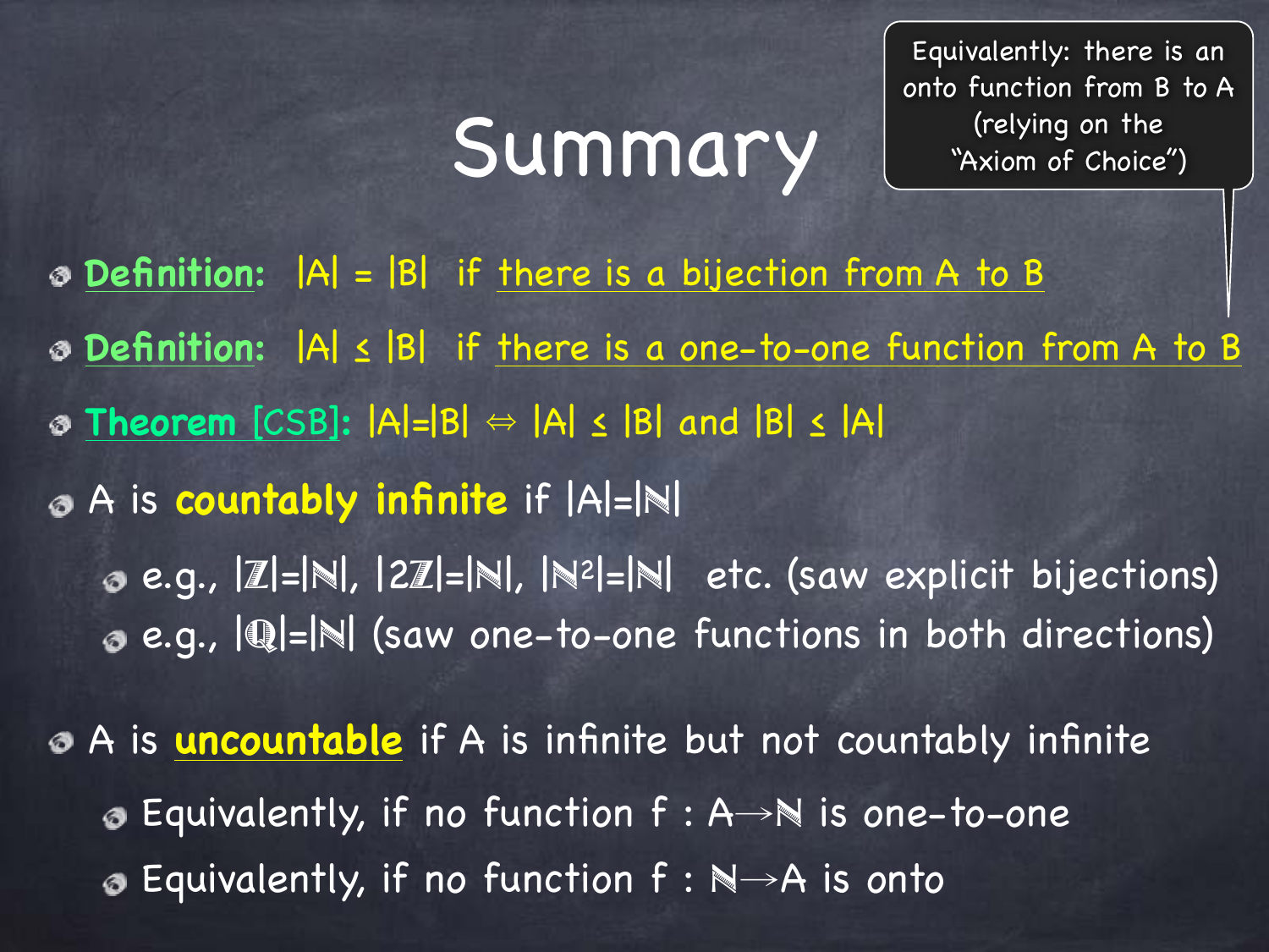# Summary

> Equivalently: there is an onto function from B to A (relying on the "Axiom of Choice")

- **Definition:** $|A| = |B|$ if there is a bijection from A to B
- **Definition:** $|A| \leq |B|$ if there is a one-to-one function from A to B
- **Theorem [CSB]:** $|A|=|B| \Leftrightarrow |A| \leq |B|$ and $|B| \leq |A|$
- A is **countably infinite** if $|A|=|\mathbb{N}|$
  - e.g., $|\mathbb{Z}|=|\mathbb{N}|$, $|2\mathbb{Z}|=|\mathbb{N}|$, $|\mathbb{N}^2|=|\mathbb{N}|$ etc. (saw explicit bijections)
  - e.g., $|\mathbb{Q}|=|\mathbb{N}|$ (saw one-to-one functions in both directions)
- A is **uncountable** if A is infinite but not countably infinite
  - Equivalently, if no function $f : A \rightarrow \mathbb{N}$ is one-to-one
  - Equivalently, if no function $f : \mathbb{N} \rightarrow A$ is onto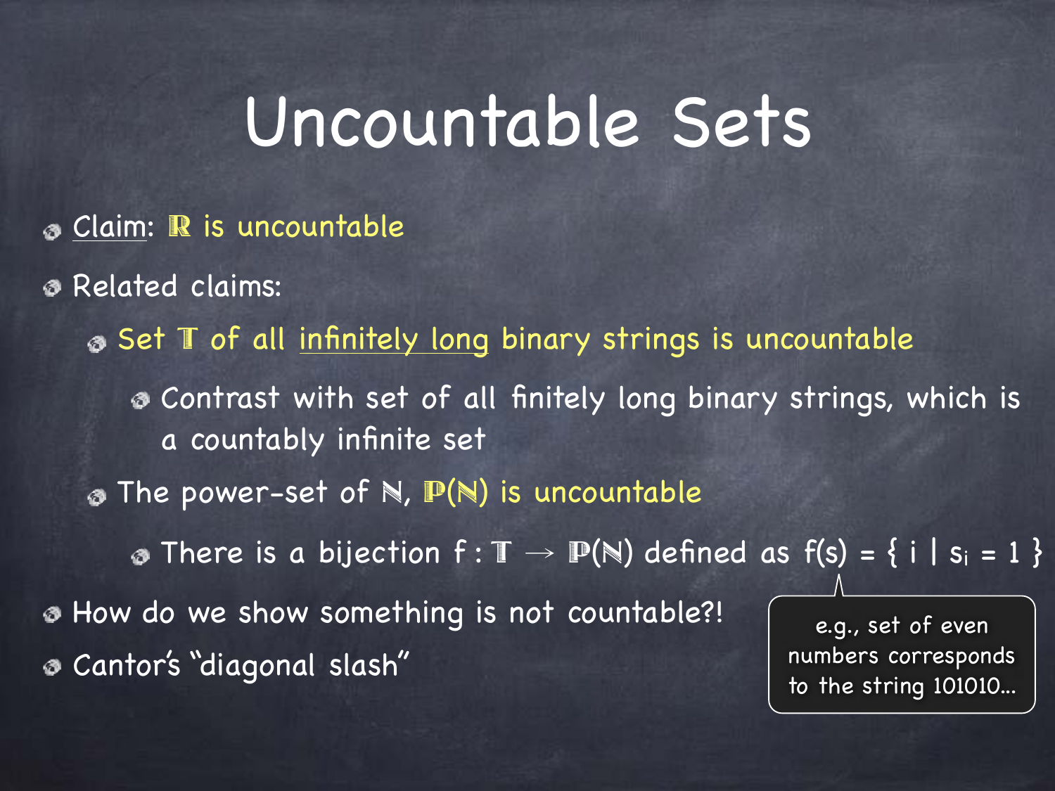# Uncountable Sets

- Claim: $\mathbb{R}$ is uncountable
- Related claims:
  - Set $\mathbb{T}$ of all infinitely long binary strings is uncountable
    - Contrast with set of all finitely long binary strings, which is a countably infinite set
  - The power-set of $\mathbb{N}$, $\mathbb{P}(\mathbb{N})$ is uncountable
    - There is a bijection $f : \mathbb{T} \to \mathbb{P}(\mathbb{N})$ defined as $f(s) = \{ i \mid s_i = 1 \}$
- How do we show something is not countable?!
- Cantor's "diagonal slash"

e.g., set of even numbers corresponds to the string 101010...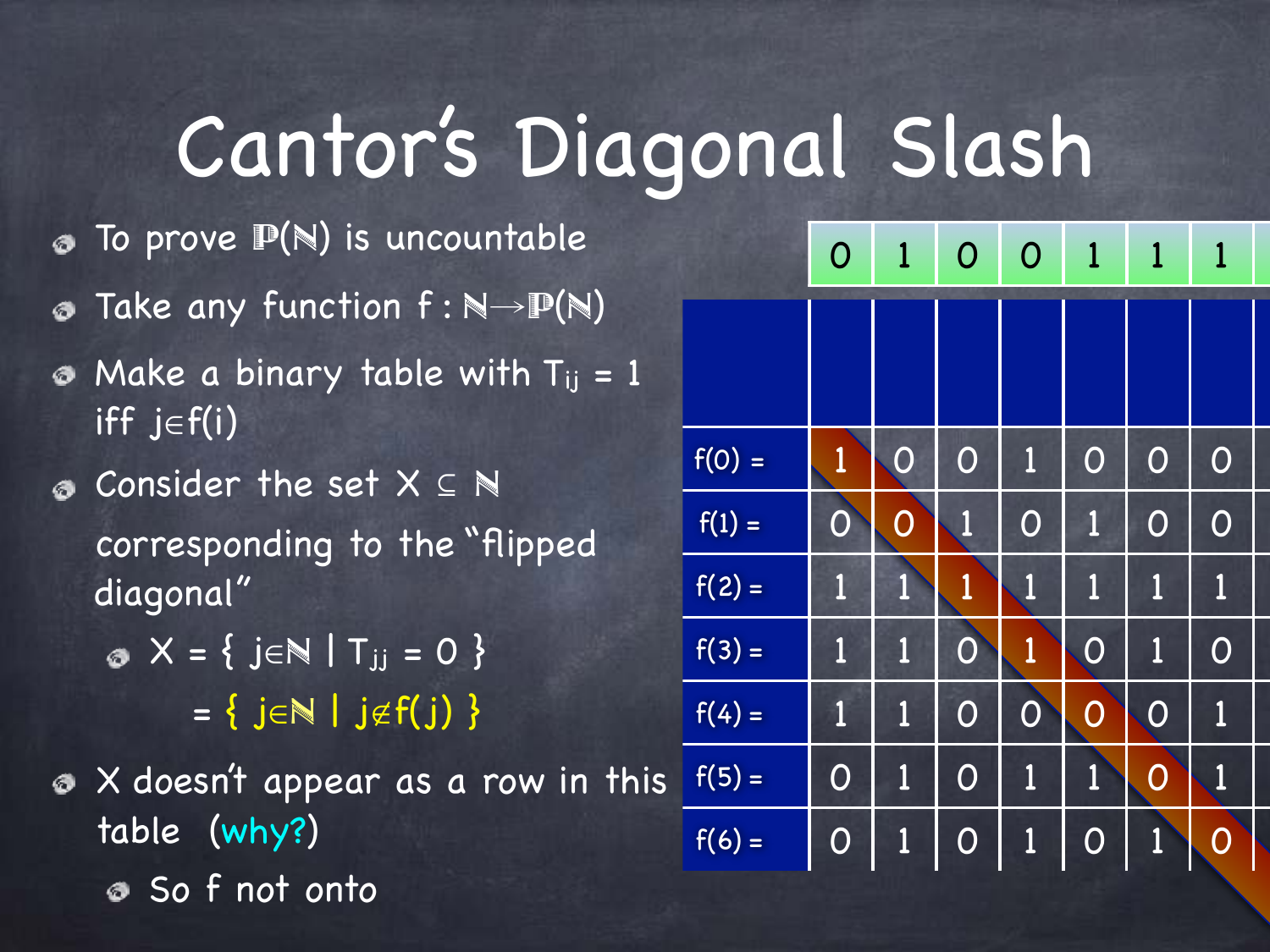# Cantor's Diagonal Slash

- To prove $\mathbb{P}(\mathbb{N})$ is uncountable
- Take any function $f : \mathbb{N} \rightarrow \mathbb{P}(\mathbb{N})$
- Make a binary table with $T_{ij} = 1$ iff $j \in f(i)$
- Consider the set $X \subseteq \mathbb{N}$ corresponding to the "flipped diagonal"
  - $X = \{ j \in \mathbb{N} \mid T_{jj} = 0 \}$
    $= \{ j \in \mathbb{N} \mid j \notin f(j) \}$
- X doesn't appear as a row in this table (why?)
  - So f not onto

| | | | | | | | |
|---|---|---|---|---|---|---|---|
| | 0 | 1 | 0 | 0 | 1 | 1 | 1 |
| f(0) = | 1 | 0 | 0 | 1 | 0 | 0 | 0 |
| f(1) = | 0 | 0 | 1 | 0 | 1 | 0 | 0 |
| f(2) = | 1 | 1 | 1 | 1 | 1 | 1 | 1 |
| f(3) = | 1 | 1 | 0 | 1 | 0 | 1 | 0 |
| f(4) = | 1 | 1 | 0 | 0 | 0 | 0 | 1 |
| f(5) = | 0 | 1 | 0 | 1 | 1 | 0 | 1 |
| f(6) = | 0 | 1 | 0 | 1 | 0 | 1 | 0 |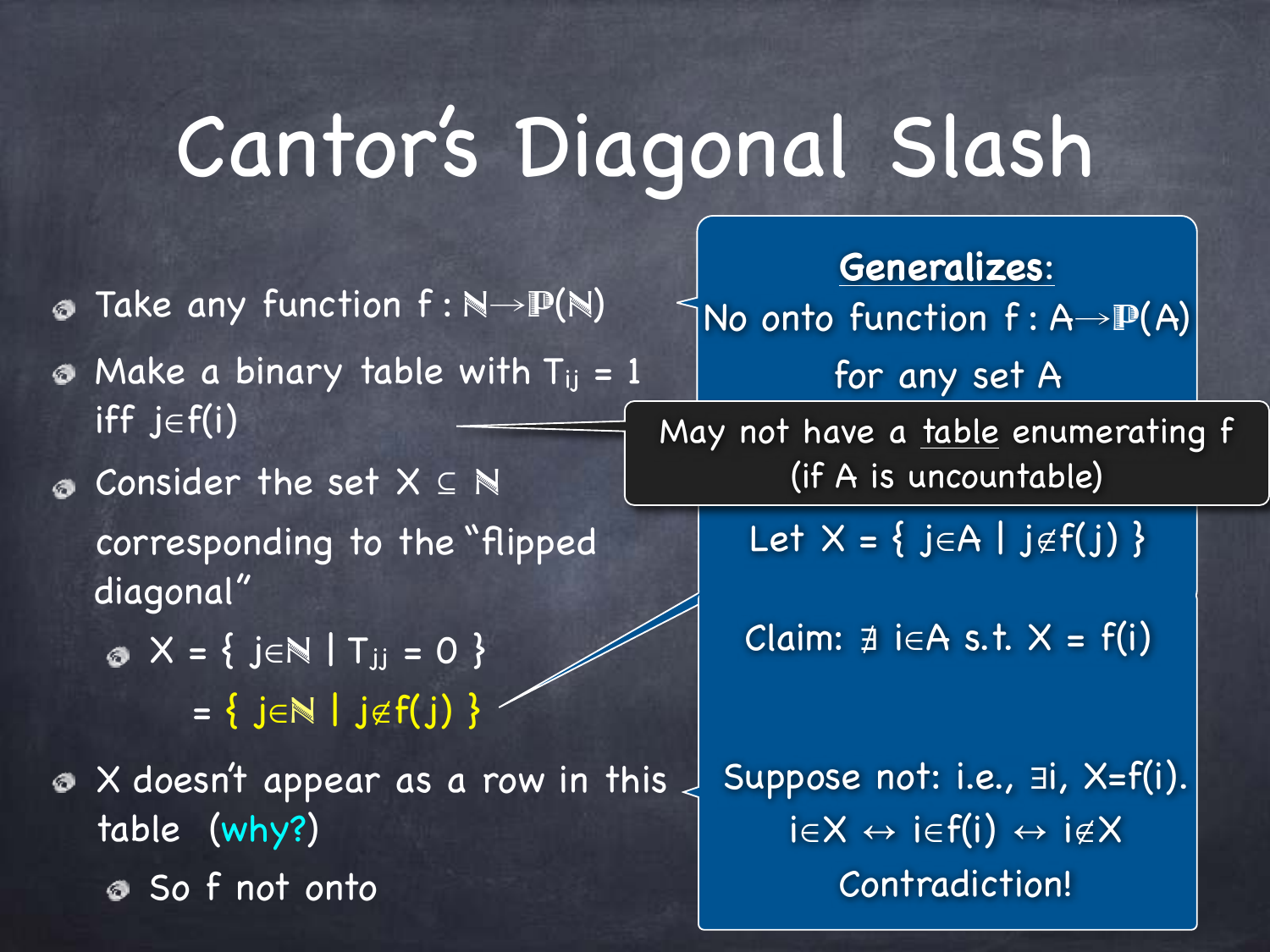# Cantor's Diagonal Slash

- Take any function $f : \mathbb{N} \rightarrow \mathbb{P}(\mathbb{N})$
- Make a binary table with $T_{ij} = 1$ iff $j \in f(i)$
- Consider the set $X \subseteq \mathbb{N}$ corresponding to the "flipped diagonal"
  - $X = \{ j \in \mathbb{N} \mid T_{jj} = 0 \}$
    $= \{ j \in \mathbb{N} \mid j \notin f(j) \}$
- X doesn't appear as a row in this table (why?)
  - So f not onto

**Generalizes:**

No onto function $f : A \rightarrow \mathbb{P}(A)$ for any set A

May not have a table enumerating f (if A is uncountable)

Let $X = \{ j \in A \mid j \notin f(j) \}$

Claim: $\nexists\, i \in A$ s.t. $X = f(i)$

Suppose not: i.e., $\exists i, X = f(i)$.

$i \in X \leftrightarrow i \in f(i) \leftrightarrow i \notin X$

Contradiction!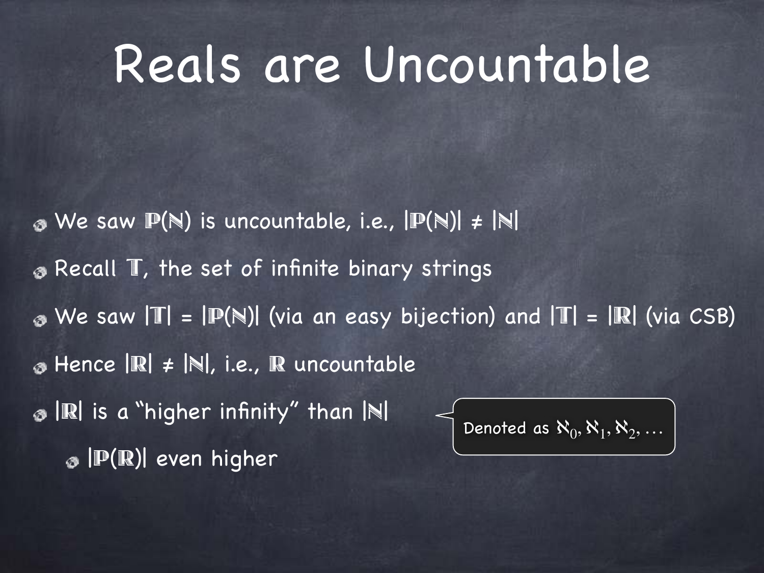# Reals are Uncountable

- We saw $\mathbb{P}(\mathbb{N})$ is uncountable, i.e., $|\mathbb{P}(\mathbb{N})| \neq |\mathbb{N}|$
- Recall $\mathbb{T}$, the set of infinite binary strings
- We saw $|\mathbb{T}| = |\mathbb{P}(\mathbb{N})|$ (via an easy bijection) and $|\mathbb{T}| = |\mathbb{R}|$ (via CSB)
- Hence $|\mathbb{R}| \neq |\mathbb{N}|$, i.e., $\mathbb{R}$ uncountable
- $|\mathbb{R}|$ is a "higher infinity" than $|\mathbb{N}|$
  - $|\mathbb{P}(\mathbb{R})|$ even higher

Denoted as $\aleph_0, \aleph_1, \aleph_2, \ldots$